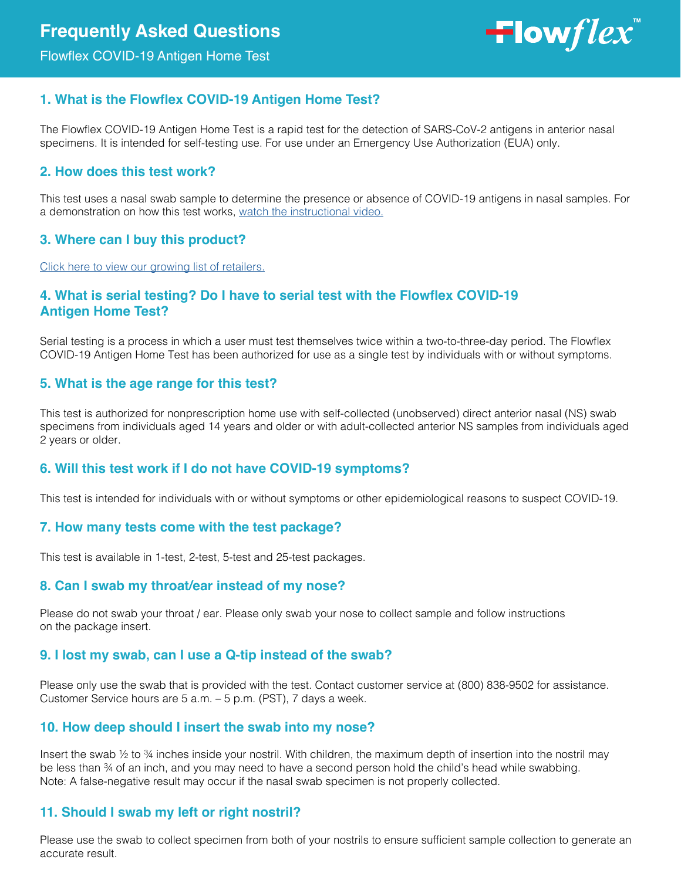# Frequently Asked Questions

Flowflex COVID-19 Antigen Home Test

Flowflex™

## 1. What is the Flowflex COVID-19 Antigen Home Test?

The Flowflex COVID-19 Antigen Home Test is a rapid test for the detection of SARS-CoV-2 antigens in anterior nasal specimens. It is intended for self-testing use. For use under an Emergency Use Authorization (EUA) only.

## 2. How does this test work?

This test uses a nasal swab sample to determine the presence or absence of COVID-19 antigens in nasal samples. For a demonstration on how this test works, watch the instructional video.

## 3. Where can I buy this product?

Click here to view our growing list of retailers.

## 4. What is serial testing? Do I have to serial test with the Flowflex COVID-19 Antigen Home Test?

Serial testing is a process in which a user must test themselves twice within a two-to-three-day period. The Flowflex COVID-19 Antigen Home Test has been authorized for use as a single test by individuals with or without symptoms.

## 5. What is the age range for this test?

This test is authorized for nonprescription home use with self-collected (unobserved) direct anterior nasal (NS) swab specimens from individuals aged 14 years and older or with adult-collected anterior NS samples from individuals aged 2 years or older.

## 6. Will this test work if I do not have COVID-19 symptoms?

This test is intended for individuals with or without symptoms or other epidemiological reasons to suspect COVID-19.

## 7. How many tests come with the test package?

This test is available in 1-test, 2-test, 5-test and 25-test packages.

## 8. Can I swab my throat/ear instead of my nose?

Please do not swab your throat / ear. Please only swab your nose to collect sample and follow instructions on the package insert.

## 9. I lost my swab, can I use a Q-tip instead of the swab?

Please only use the swab that is provided with the test. Contact customer service at (800) 838-9502 for assistance. Customer Service hours are 5 a.m. – 5 p.m. (PST), 7 days a week.

## 10. How deep should I insert the swab into my nose?

Insert the swab ½ to ¾ inches inside your nostril. With children, the maximum depth of insertion into the nostril may be less than ¾ of an inch, and you may need to have a second person hold the child's head while swabbing. Note: A false-negative result may occur if the nasal swab specimen is not properly collected.

## 11. Should I swab my left or right nostril?

Please use the swab to collect specimen from both of your nostrils to ensure sufficient sample collection to generate an accurate result.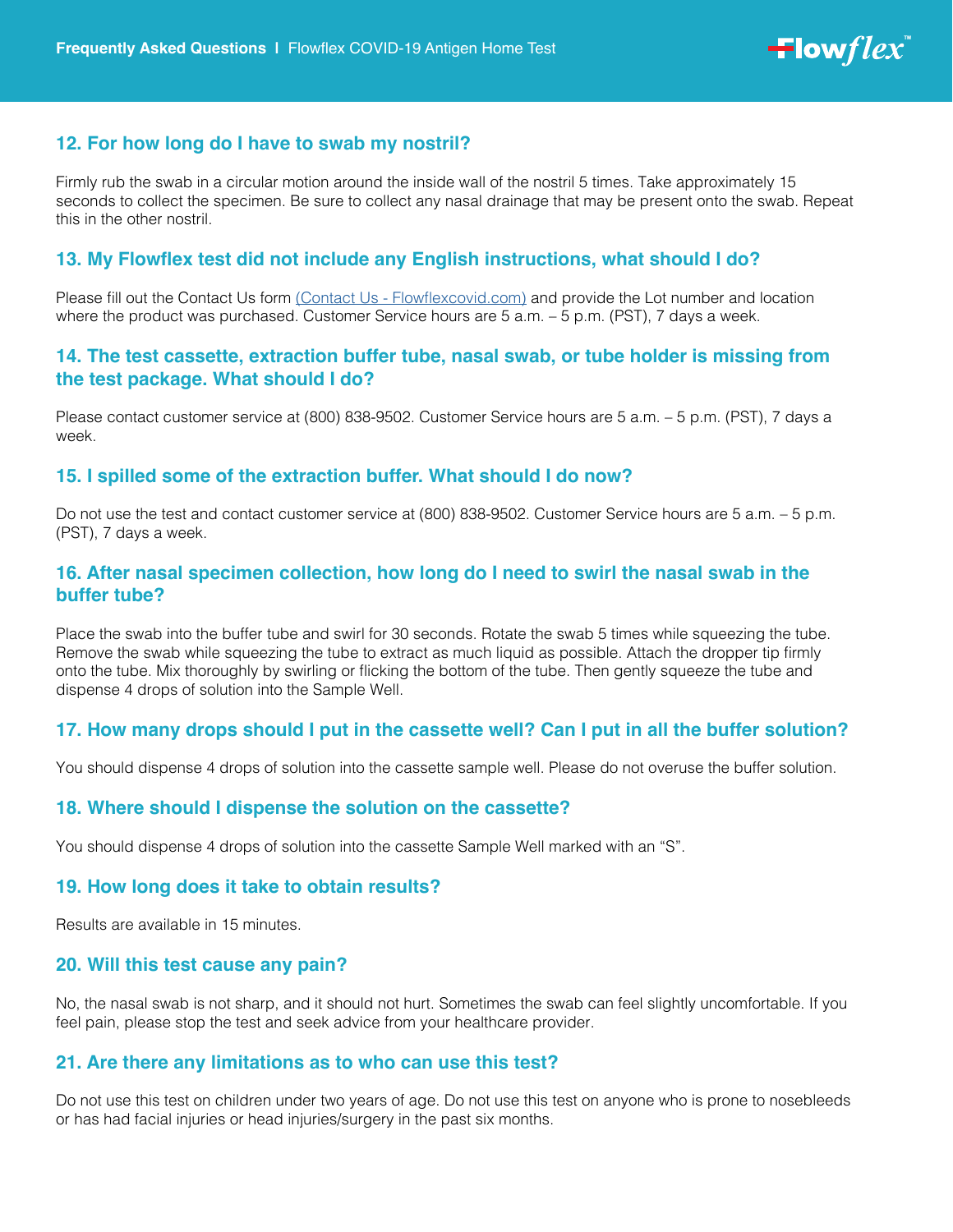### 12. For how long do I have to swab my nostril?

Firmly rub the swab in a circular motion around the inside wall of the nostril 5 times. Take approximately 15 seconds to collect the specimen. Be sure to collect any nasal drainage that may be present onto the swab. Repeat this in the other nostril.

### 13. My Flowflex test did not include any English instructions, what should I do?

Please fill out the Contact Us form (Contact Us - Flowflexcovid.com) and provide the Lot number and location where the product was purchased. Customer Service hours are 5 a.m. – 5 p.m. (PST), 7 days a week.

### 14. The test cassette, extraction buffer tube, nasal swab, or tube holder is missing from the test package. What should I do?

Please contact customer service at (800) 838-9502. Customer Service hours are 5 a.m. – 5 p.m. (PST), 7 days a week.

### 15. I spilled some of the extraction buffer. What should I do now?

Do not use the test and contact customer service at (800) 838-9502. Customer Service hours are 5 a.m. – 5 p.m. (PST), 7 days a week.

### 16. After nasal specimen collection, how long do I need to swirl the nasal swab in the buffer tube?

Place the swab into the buffer tube and swirl for 30 seconds. Rotate the swab 5 times while squeezing the tube. Remove the swab while squeezing the tube to extract as much liquid as possible. Attach the dropper tip firmly onto the tube. Mix thoroughly by swirling or flicking the bottom of the tube. Then gently squeeze the tube and dispense 4 drops of solution into the Sample Well.

### 17. How many drops should I put in the cassette well? Can I put in all the buffer solution?

You should dispense 4 drops of solution into the cassette sample well. Please do not overuse the buffer solution.

### 18. Where should I dispense the solution on the cassette?

You should dispense 4 drops of solution into the cassette Sample Well marked with an "S".

### 19. How long does it take to obtain results?

Results are available in 15 minutes.

### 20. Will this test cause any pain?

No, the nasal swab is not sharp, and it should not hurt. Sometimes the swab can feel slightly uncomfortable. If you feel pain, please stop the test and seek advice from your healthcare provider.

### 21. Are there any limitations as to who can use this test?

Do not use this test on children under two years of age. Do not use this test on anyone who is prone to nosebleeds or has had facial injuries or head injuries/surgery in the past six months.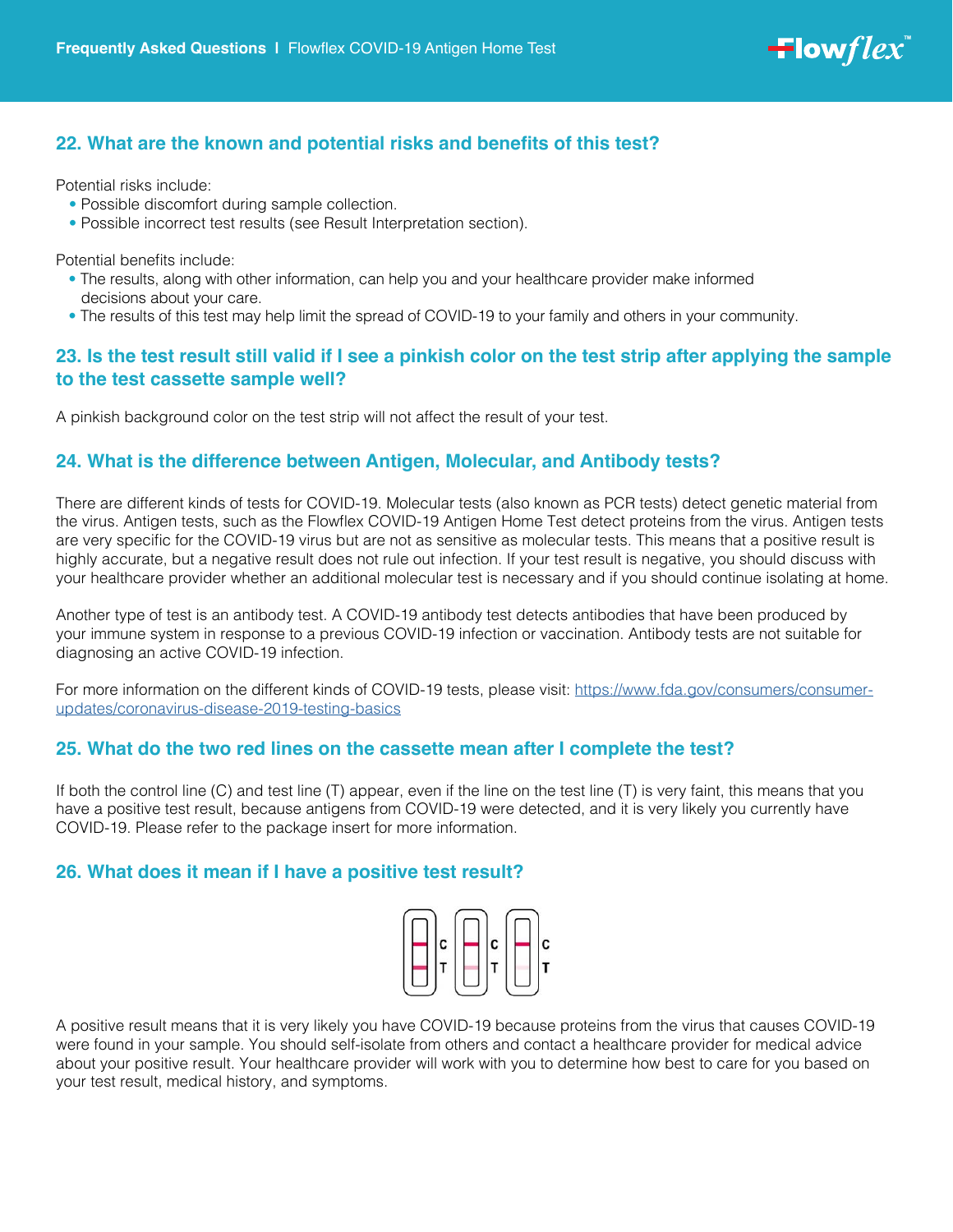## 22. What are the known and potential risks and benefits of this test?

Potential risks include:

- Possible discomfort during sample collection.
- Possible incorrect test results (see Result Interpretation section).

Potential benefits include:

- The results, along with other information, can help you and your healthcare provider make informed decisions about your care.
- The results of this test may help limit the spread of COVID-19 to your family and others in your community.

## 23. Is the test result still valid if I see a pinkish color on the test strip after applying the sample to the test cassette sample well?

A pinkish background color on the test strip will not affect the result of your test.

## 24. What is the difference between Antigen, Molecular, and Antibody tests?

There are different kinds of tests for COVID-19. Molecular tests (also known as PCR tests) detect genetic material from the virus. Antigen tests, such as the Flowflex COVID-19 Antigen Home Test detect proteins from the virus. Antigen tests are very specific for the COVID-19 virus but are not as sensitive as molecular tests. This means that a positive result is highly accurate, but a negative result does not rule out infection. If your test result is negative, you should discuss with your healthcare provider whether an additional molecular test is necessary and if you should continue isolating at home.

Another type of test is an antibody test. A COVID-19 antibody test detects antibodies that have been produced by your immune system in response to a previous COVID-19 infection or vaccination. Antibody tests are not suitable for diagnosing an active COVID-19 infection.

For more information on the different kinds of COVID-19 tests, please visit: https://www.fda.gov/consumers/consumer-updates/coronavirus-disease-2019-testing-basics

## 25. What do the two red lines on the cassette mean after I complete the test?

If both the control line (C) and test line (T) appear, even if the line on the test line (T) is very faint, this means that you have a positive test result, because antigens from COVID-19 were detected, and it is very likely you currently have COVID-19. Please refer to the package insert for more information.

## 26. What does it mean if I have a positive test result?

C T C T C T

A positive result means that it is very likely you have COVID-19 because proteins from the virus that causes COVID-19 were found in your sample. You should self-isolate from others and contact a healthcare provider for medical advice about your positive result. Your healthcare provider will work with you to determine how best to care for you based on your test result, medical history, and symptoms.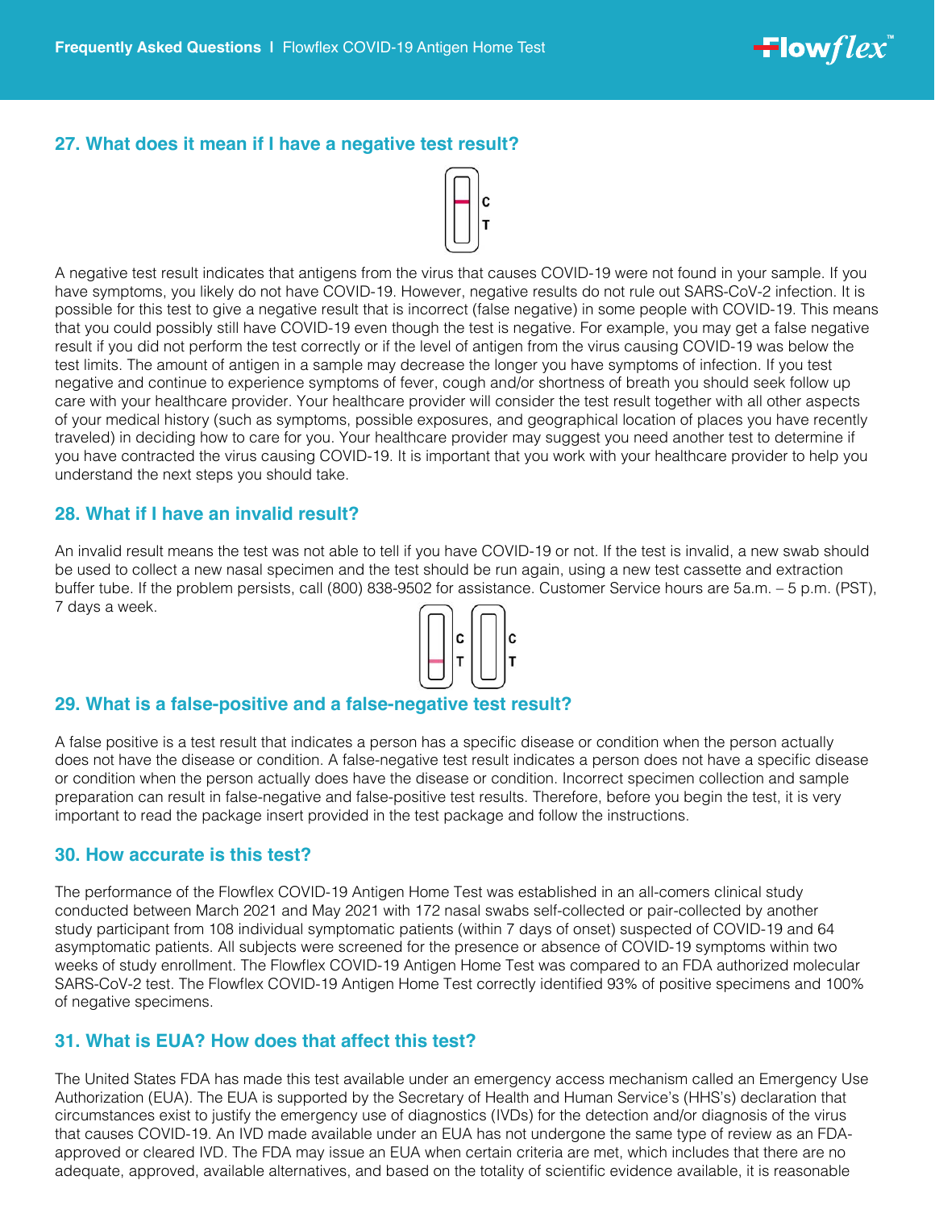## 27. What does it mean if I have a negative test result?

A negative test result indicates that antigens from the virus that causes COVID-19 were not found in your sample. If you have symptoms, you likely do not have COVID-19. However, negative results do not rule out SARS-CoV-2 infection. It is possible for this test to give a negative result that is incorrect (false negative) in some people with COVID-19. This means that you could possibly still have COVID-19 even though the test is negative. For example, you may get a false negative result if you did not perform the test correctly or if the level of antigen from the virus causing COVID-19 was below the test limits. The amount of antigen in a sample may decrease the longer you have symptoms of infection. If you test negative and continue to experience symptoms of fever, cough and/or shortness of breath you should seek follow up care with your healthcare provider. Your healthcare provider will consider the test result together with all other aspects of your medical history (such as symptoms, possible exposures, and geographical location of places you have recently traveled) in deciding how to care for you. Your healthcare provider may suggest you need another test to determine if you have contracted the virus causing COVID-19. It is important that you work with your healthcare provider to help you understand the next steps you should take.

## 28. What if I have an invalid result?

An invalid result means the test was not able to tell if you have COVID-19 or not. If the test is invalid, a new swab should be used to collect a new nasal specimen and the test should be run again, using a new test cassette and extraction buffer tube. If the problem persists, call (800) 838-9502 for assistance. Customer Service hours are 5a.m. – 5 p.m. (PST), 7 days a week.

## 29. What is a false-positive and a false-negative test result?

A false positive is a test result that indicates a person has a specific disease or condition when the person actually does not have the disease or condition. A false-negative test result indicates a person does not have a specific disease or condition when the person actually does have the disease or condition. Incorrect specimen collection and sample preparation can result in false-negative and false-positive test results. Therefore, before you begin the test, it is very important to read the package insert provided in the test package and follow the instructions.

## 30. How accurate is this test?

The performance of the Flowflex COVID-19 Antigen Home Test was established in an all-comers clinical study conducted between March 2021 and May 2021 with 172 nasal swabs self-collected or pair-collected by another study participant from 108 individual symptomatic patients (within 7 days of onset) suspected of COVID-19 and 64 asymptomatic patients. All subjects were screened for the presence or absence of COVID-19 symptoms within two weeks of study enrollment. The Flowflex COVID-19 Antigen Home Test was compared to an FDA authorized molecular SARS-CoV-2 test. The Flowflex COVID-19 Antigen Home Test correctly identified 93% of positive specimens and 100% of negative specimens.

## 31. What is EUA? How does that affect this test?

The United States FDA has made this test available under an emergency access mechanism called an Emergency Use Authorization (EUA). The EUA is supported by the Secretary of Health and Human Service's (HHS's) declaration that circumstances exist to justify the emergency use of diagnostics (IVDs) for the detection and/or diagnosis of the virus that causes COVID-19. An IVD made available under an EUA has not undergone the same type of review as an FDA-approved or cleared IVD. The FDA may issue an EUA when certain criteria are met, which includes that there are no adequate, approved, available alternatives, and based on the totality of scientific evidence available, it is reasonable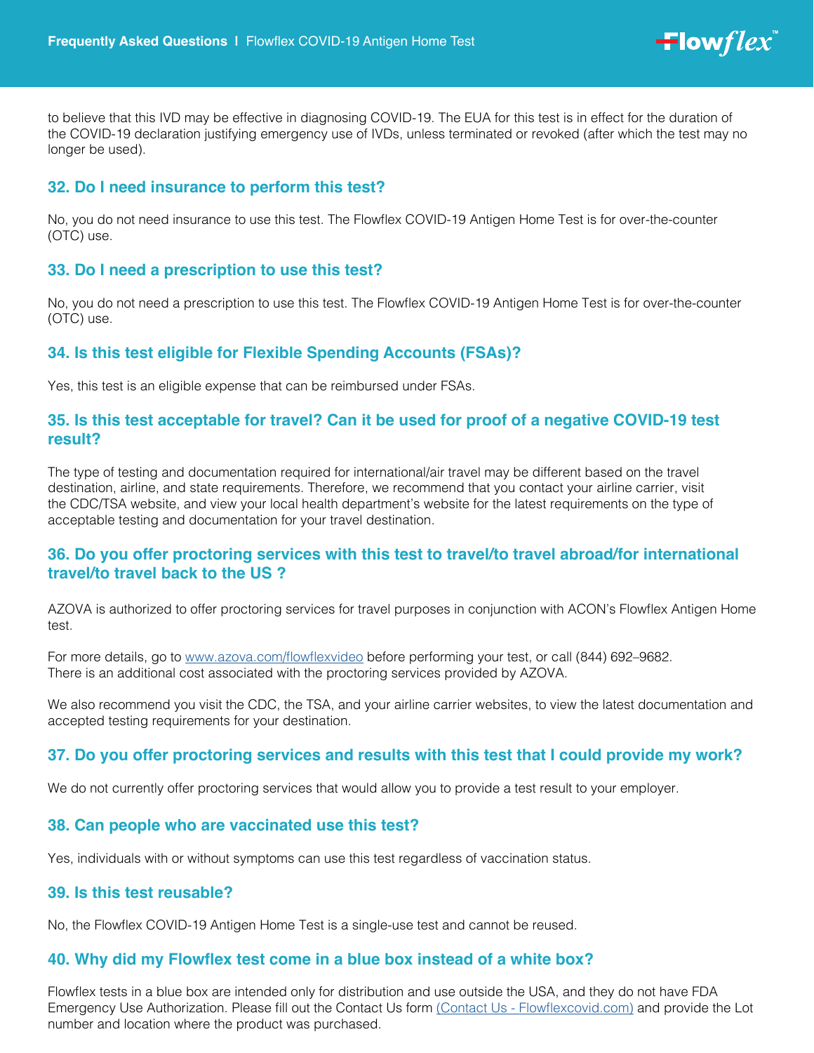to believe that this IVD may be effective in diagnosing COVID-19. The EUA for this test is in effect for the duration of the COVID-19 declaration justifying emergency use of IVDs, unless terminated or revoked (after which the test may no longer be used).

### 32. Do I need insurance to perform this test?

No, you do not need insurance to use this test. The Flowflex COVID-19 Antigen Home Test is for over-the-counter (OTC) use.

### 33. Do I need a prescription to use this test?

No, you do not need a prescription to use this test. The Flowflex COVID-19 Antigen Home Test is for over-the-counter (OTC) use.

### 34. Is this test eligible for Flexible Spending Accounts (FSAs)?

Yes, this test is an eligible expense that can be reimbursed under FSAs.

### 35. Is this test acceptable for travel? Can it be used for proof of a negative COVID-19 test result?

The type of testing and documentation required for international/air travel may be different based on the travel destination, airline, and state requirements. Therefore, we recommend that you contact your airline carrier, visit the CDC/TSA website, and view your local health department's website for the latest requirements on the type of acceptable testing and documentation for your travel destination.

### 36. Do you offer proctoring services with this test to travel/to travel abroad/for international travel/to travel back to the US ?

AZOVA is authorized to offer proctoring services for travel purposes in conjunction with ACON's Flowflex Antigen Home test.

For more details, go to [www.azova.com/flowflexvideo](www.azova.com/flowflexvideo) before performing your test, or call (844) 692–9682. There is an additional cost associated with the proctoring services provided by AZOVA.

We also recommend you visit the CDC, the TSA, and your airline carrier websites, to view the latest documentation and accepted testing requirements for your destination.

### 37. Do you offer proctoring services and results with this test that I could provide my work?

We do not currently offer proctoring services that would allow you to provide a test result to your employer.

### 38. Can people who are vaccinated use this test?

Yes, individuals with or without symptoms can use this test regardless of vaccination status.

### 39. Is this test reusable?

No, the Flowflex COVID-19 Antigen Home Test is a single-use test and cannot be reused.

### 40. Why did my Flowflex test come in a blue box instead of a white box?

Flowflex tests in a blue box are intended only for distribution and use outside the USA, and they do not have FDA Emergency Use Authorization. Please fill out the Contact Us form (Contact Us - Flowflexcovid.com) and provide the Lot number and location where the product was purchased.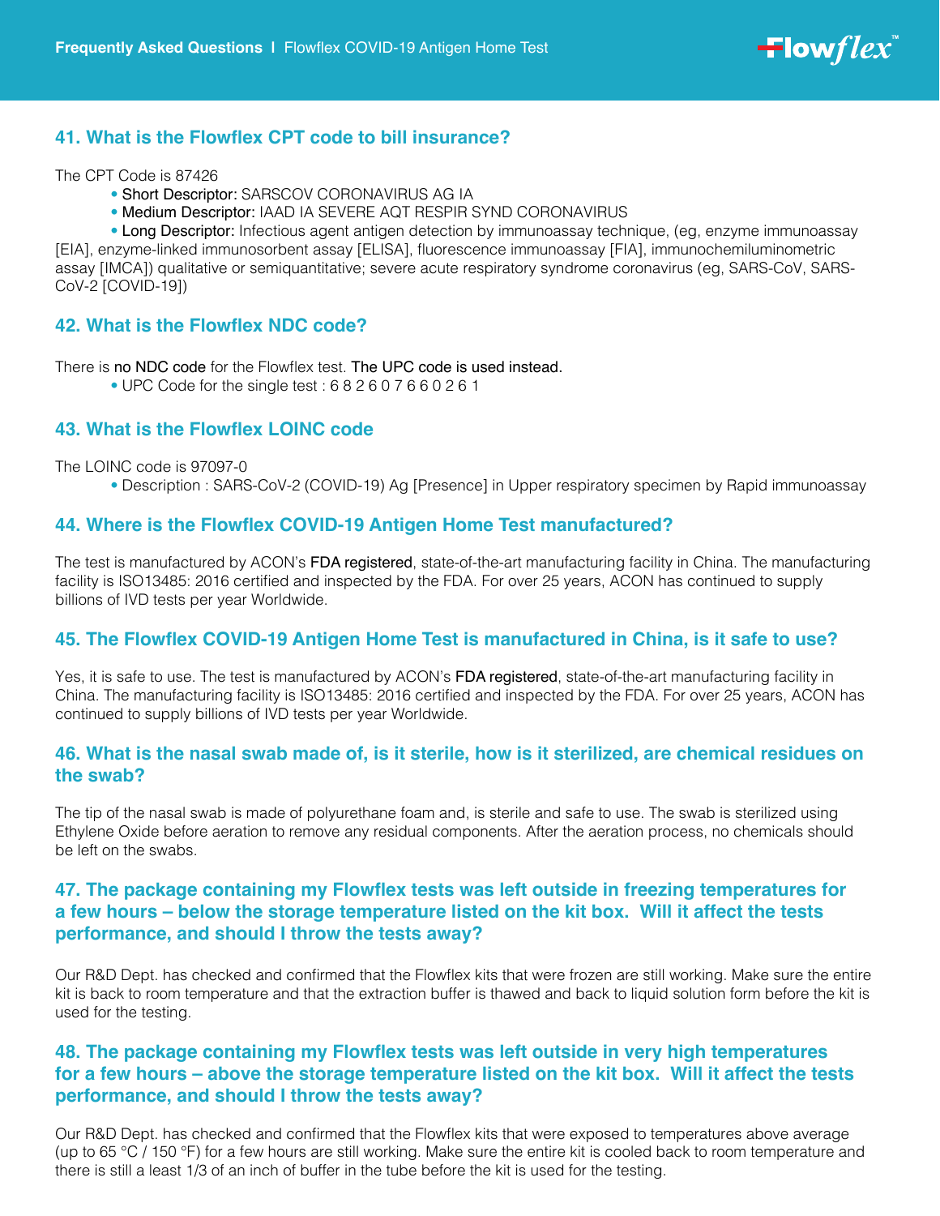### 41. What is the Flowflex CPT code to bill insurance?

The CPT Code is 87426

- **Short Descriptor:** SARSCOV CORONAVIRUS AG IA
- **Medium Descriptor:** IAAD IA SEVERE AQT RESPIR SYND CORONAVIRUS
- **Long Descriptor:** Infectious agent antigen detection by immunoassay technique, (eg, enzyme immunoassay [EIA], enzyme-linked immunosorbent assay [ELISA], fluorescence immunoassay [FIA], immunochemiluminometric assay [IMCA]) qualitative or semiquantitative; severe acute respiratory syndrome coronavirus (eg, SARS-CoV, SARS-CoV-2 [COVID-19])

### 42. What is the Flowflex NDC code?

There is **no NDC code** for the Flowflex test. **The UPC code is used instead.**

- UPC Code for the single test : 6 8 2 6 0 7 6 6 0 2 6 1

### 43. What is the Flowflex LOINC code

The LOINC code is 97097-0

- Description : SARS-CoV-2 (COVID-19) Ag [Presence] in Upper respiratory specimen by Rapid immunoassay

### 44. Where is the Flowflex COVID-19 Antigen Home Test manufactured?

The test is manufactured by ACON's **FDA registered**, state-of-the-art manufacturing facility in China. The manufacturing facility is ISO13485: 2016 certified and inspected by the FDA. For over 25 years, ACON has continued to supply billions of IVD tests per year Worldwide.

### 45. The Flowflex COVID-19 Antigen Home Test is manufactured in China, is it safe to use?

Yes, it is safe to use. The test is manufactured by ACON's **FDA registered**, state-of-the-art manufacturing facility in China. The manufacturing facility is ISO13485: 2016 certified and inspected by the FDA. For over 25 years, ACON has continued to supply billions of IVD tests per year Worldwide.

### 46. What is the nasal swab made of, is it sterile, how is it sterilized, are chemical residues on the swab?

The tip of the nasal swab is made of polyurethane foam and, is sterile and safe to use. The swab is sterilized using Ethylene Oxide before aeration to remove any residual components. After the aeration process, no chemicals should be left on the swabs.

### 47. The package containing my Flowflex tests was left outside in freezing temperatures for a few hours – below the storage temperature listed on the kit box. Will it affect the tests performance, and should I throw the tests away?

Our R&D Dept. has checked and confirmed that the Flowflex kits that were frozen are still working. Make sure the entire kit is back to room temperature and that the extraction buffer is thawed and back to liquid solution form before the kit is used for the testing.

### 48. The package containing my Flowflex tests was left outside in very high temperatures for a few hours – above the storage temperature listed on the kit box. Will it affect the tests performance, and should I throw the tests away?

Our R&D Dept. has checked and confirmed that the Flowflex kits that were exposed to temperatures above average (up to 65 °C / 150 °F) for a few hours are still working. Make sure the entire kit is cooled back to room temperature and there is still a least 1/3 of an inch of buffer in the tube before the kit is used for the testing.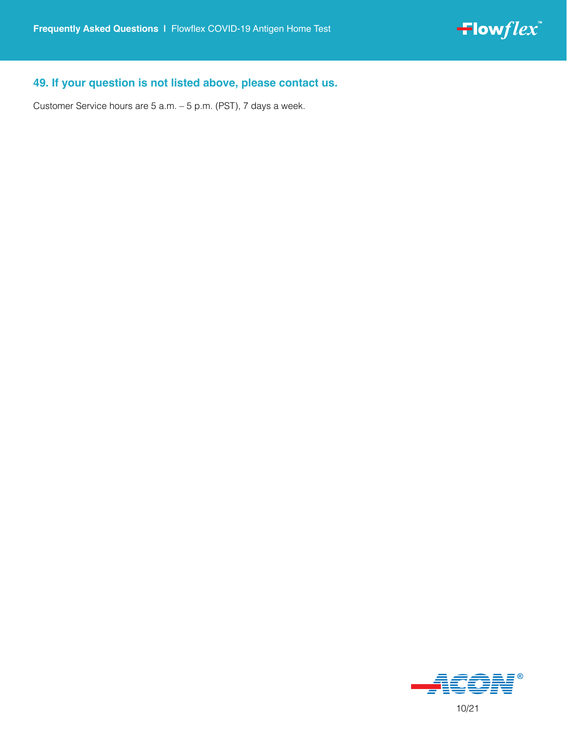## 49. If your question is not listed above, please contact us.

Customer Service hours are 5 a.m. – 5 p.m. (PST), 7 days a week.